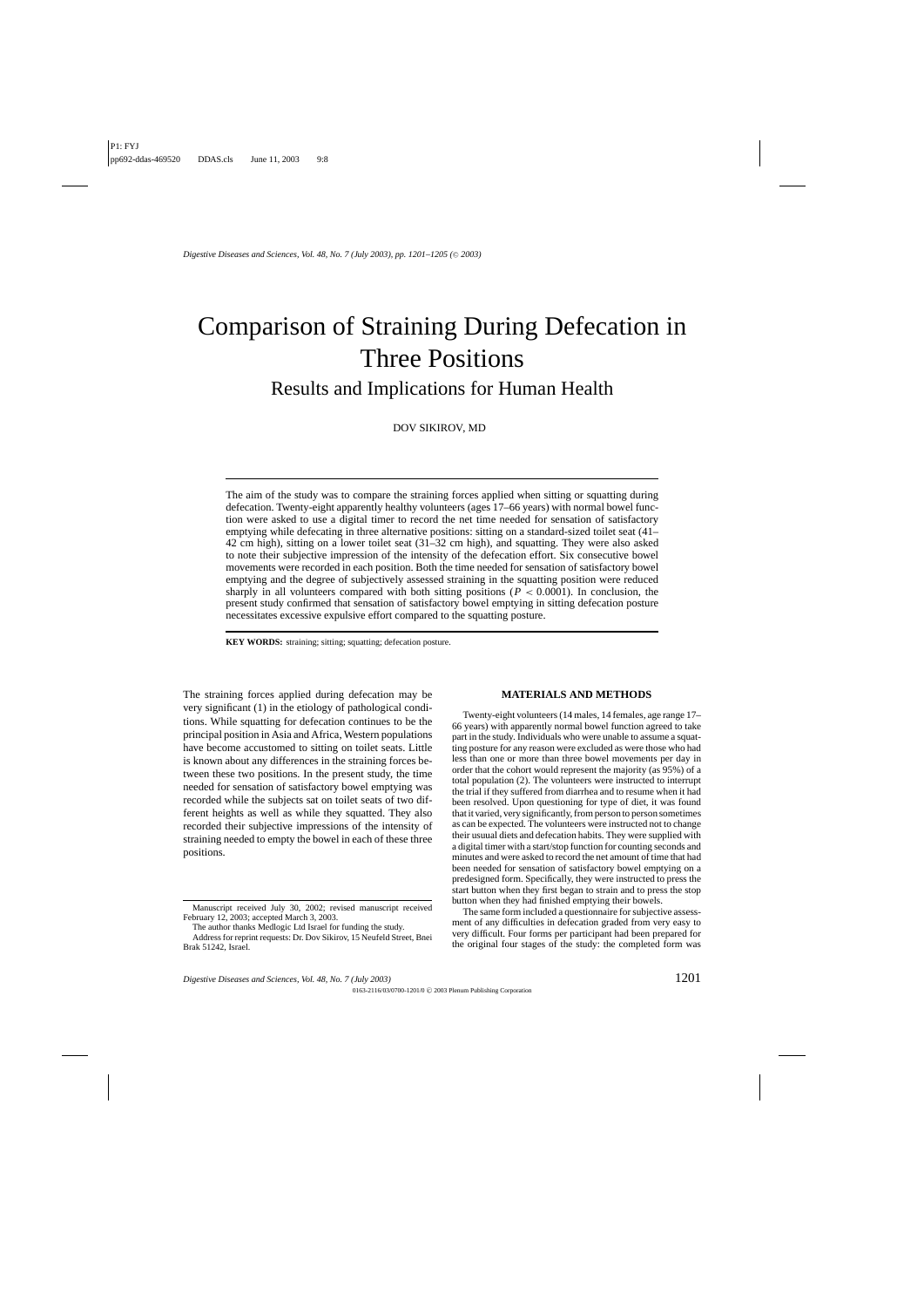# Comparison of Straining During Defecation in Three Positions

## Results and Implications for Human Health

DOV SIKIROV, MD

The aim of the study was to compare the straining forces applied when sitting or squatting during defecation. Twenty-eight apparently healthy volunteers (ages 17–66 years) with normal bowel function were asked to use a digital timer to record the net time needed for sensation of satisfactory emptying while defecating in three alternative positions: sitting on a standard-sized toilet seat (41–42 cm high), sitting on a lower toilet seat (31–32 cm high), and squatting. They were also asked to note their subjective impression of the intensity of the defecation effort. Six consecutive bowel movements were recorded in each position. Both the time needed for sensation of satisfactory bowel emptying and the degree of subjectively assessed straining in the squatting position were reduced sharply in all volunteers compared with both sitting positions ($P < 0.0001$). In conclusion, the present study confirmed that sensation of satisfactory bowel emptying in sitting defecation posture necessitates excessive expulsive effort compared to the squatting posture.

**KEY WORDS:** straining; sitting; squatting; defecation posture.

The straining forces applied during defecation may be very significant (1) in the etiology of pathological conditions. While squatting for defecation continues to be the principal position in Asia and Africa, Western populations have become accustomed to sitting on toilet seats. Little is known about any differences in the straining forces between these two positions. In the present study, the time needed for sensation of satisfactory bowel emptying was recorded while the subjects sat on toilet seats of two different heights as well as while they squatted. They also recorded their subjective impressions of the intensity of straining needed to empty the bowel in each of these three positions.

Manuscript received July 30, 2002; revised manuscript received February 12, 2003; accepted March 3, 2003.

The author thanks Medlogic Ltd Israel for funding the study.

Address for reprint requests: Dr. Dov Sikirov, 15 Neufeld Street, Bnei Brak 51242, Israel.

## MATERIALS AND METHODS

Twenty-eight volunteers (14 males, 14 females, age range 17–66 years) with apparently normal bowel function agreed to take part in the study. Individuals who were unable to assume a squatting posture for any reason were excluded as were those who had less than one or more than three bowel movements per day in order that the cohort would represent the majority (as 95%) of a total population (2). The volunteers were instructed to interrupt the trial if they suffered from diarrhea and to resume when it had been resolved. Upon questioning for type of diet, it was found that it varied, very significantly, from person to person sometimes as can be expected. The volunteers were instructed not to change their usuual diets and defecation habits. They were supplied with a digital timer with a start/stop function for counting seconds and minutes and were asked to record the net amount of time that had been needed for sensation of satisfactory bowel emptying on a predesigned form. Specifically, they were instructed to press the start button when they first began to strain and to press the stop button when they had finished emptying their bowels.

The same form included a questionnaire for subjective assessment of any difficulties in defecation graded from very easy to very difficult. Four forms per participant had been prepared for the original four stages of the study: the completed form was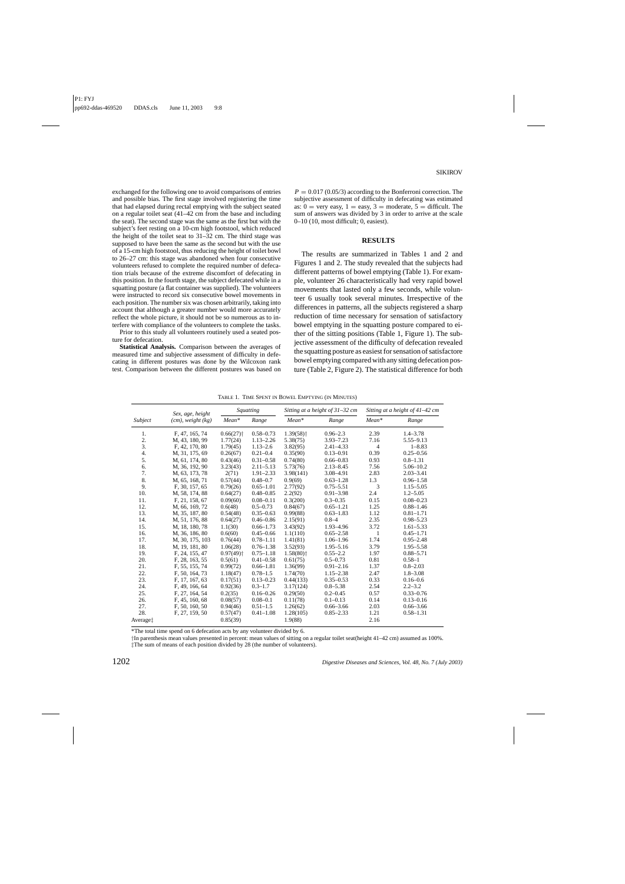exchanged for the following one to avoid comparisons of entries and possible bias. The first stage involved registering the time that had elapsed during rectal emptying with the subject seated on a regular toilet seat (41–42 cm from the base and including the seat). The second stage was the same as the first but with the subject's feet resting on a 10-cm high footstool, which reduced the height of the toilet seat to 31–32 cm. The third stage was supposed to have been the same as the second but with the use of a 15-cm high footstool, thus reducing the height of toilet bowl to 26–27 cm: this stage was abandoned when four consecutive volunteers refused to complete the required number of defecation trials because of the extreme discomfort of defecating in this position. In the fourth stage, the subject defecated while in a squatting posture (a flat container was supplied). The volunteers were instructed to record six consecutive bowel movements in each position. The number six was chosen arbitrarily, taking into account that although a greater number would more accurately reflect the whole picture, it should not be so numerous as to interfere with compliance of the volunteers to complete the tasks.

Prior to this study all volunteers routinely used a seated posture for defecation.

**Statistical Analysis.** Comparison between the averages of measured time and subjective assessment of difficulty in defecating in different postures was done by the Wilcoxon rank test. Comparison between the different postures was based on $P = 0.017$ (0.05/3) according to the Bonferroni correction. The subjective assessment of difficulty in defecating was estimated as: $0 =$ very easy, $1 =$ easy, $3 =$ moderate, $5 =$ difficult. The sum of answers was divided by 3 in order to arrive at the scale 0–10 (10, most difficult; 0, easiest).

## RESULTS

The results are summarized in Tables 1 and 2 and Figures 1 and 2. The study revealed that the subjects had different patterns of bowel emptying (Table 1). For example, volunteer 26 characteristically had very rapid bowel movements that lasted only a few seconds, while volunteer 6 usually took several minutes. Irrespective of the differences in patterns, all the subjects registered a sharp reduction of time necessary for sensation of satisfactory bowel emptying in the squatting posture compared to either of the sitting positions (Table 1, Figure 1). The subjective assessment of the difficulty of defecation revealed the squatting posture as easiest for sensation of satisfactore bowel emptying compared with any sitting defecation posture (Table 2, Figure 2). The statistical difference for both

TABLE 1. TIME SPENT IN BOWEL EMPTYING (IN MINUTES)

| Subject | Sex, age, height (cm), weight (kg) | Squatting | | Sitting at a height of 31–32 cm | | Sitting at a height of 41–42 cm | |
|---|---|---|---|---|---|---|---|
| | | Mean* | Range | Mean* | Range | Mean* | Range |
| 1. | F, 47, 165, 74 | 0.66(27)† | 0.58–0.73 | 1.39(58)† | 0.96–2.3 | 2.39 | 1.4–3.78 |
| 2. | M, 43, 180, 99 | 1.77(24) | 1.13–2.26 | 5.38(75) | 3.93–7.23 | 7.16 | 5.55–9.13 |
| 3. | F, 42, 170, 80 | 1.79(45) | 1.13–2.6 | 3.82(95) | 2.41–4.33 | 4 | 1–8.83 |
| 4. | M, 31, 175, 69 | 0.26(67) | 0.21–0.4 | 0.35(90) | 0.13–0.91 | 0.39 | 0.25–0.56 |
| 5. | M, 61, 174, 80 | 0.43(46) | 0.31–0.58 | 0.74(80) | 0.66–0.83 | 0.93 | 0.8–1.31 |
| 6. | M, 36, 192, 90 | 3.23(43) | 2.11–5.13 | 5.73(76) | 2.13–8.45 | 7.56 | 5.06–10.2 |
| 7. | M, 63, 173, 78 | 2(71) | 1.91–2.33 | 3.98(141) | 3.08–4.91 | 2.83 | 2.03–3.41 |
| 8. | M, 65, 168, 71 | 0.57(44) | 0.48–0.7 | 0.9(69) | 0.63–1.28 | 1.3 | 0.96–1.58 |
| 9. | F, 30, 157, 65 | 0.79(26) | 0.65–1.01 | 2.77(92) | 0.75–5.51 | 3 | 1.15–5.05 |
| 10. | M, 58, 174, 88 | 0.64(27) | 0.48–0.85 | 2.2(92) | 0.91–3.98 | 2.4 | 1.2–5.05 |
| 11. | F, 21, 158, 67 | 0.09(60) | 0.08–0.11 | 0.3(200) | 0.3–0.35 | 0.15 | 0.08–0.23 |
| 12. | M, 66, 169, 72 | 0.6(48) | 0.5–0.73 | 0.84(67) | 0.65–1.21 | 1.25 | 0.88–1.46 |
| 13. | M, 35, 187, 80 | 0.54(48) | 0.35–0.63 | 0.99(88) | 0.63–1.83 | 1.12 | 0.81–1.71 |
| 14. | M, 51, 176, 88 | 0.64(27) | 0.46–0.86 | 2.15(91) | 0.8–4 | 2.35 | 0.98–5.23 |
| 15. | M, 18, 180, 78 | 1.1(30) | 0.66–1.73 | 3.43(92) | 1.93–4.96 | 3.72 | 1.61–5.33 |
| 16. | M, 36, 186, 80 | 0.6(60) | 0.45–0.66 | 1.1(110) | 0.65–2.58 | 1 | 0.45–1.71 |
| 17. | M, 30, 175, 103 | 0.76(44) | 0.78–1.11 | 1.41(81) | 1.06–1.96 | 1.74 | 0.95–2.48 |
| 18. | M, 19, 181, 80 | 1.06(28) | 0.76–1.38 | 3.52(93) | 1.95–5.16 | 3.79 | 1.95–5.58 |
| 19. | F, 24, 155, 47 | 0.97(49)† | 0.75–1.18 | 1.58(80)† | 0.55–2.2 | 1.97 | 0.88–5.71 |
| 20. | F, 28, 163, 55 | 0.5(61) | 0.41–0.58 | 0.61(75) | 0.5–0.73 | 0.81 | 0.58–1 |
| 21. | F, 55, 155, 74 | 0.99(72) | 0.66–1.81 | 1.36(99) | 0.91–2.16 | 1.37 | 0.8–2.03 |
| 22. | F, 50, 164, 73 | 1.18(47) | 0.78–1.5 | 1.74(70) | 1.15–2.38 | 2.47 | 1.8–3.08 |
| 23. | F, 17, 167, 63 | 0.17(51) | 0.13–0.23 | 0.44(133) | 0.35–0.53 | 0.33 | 0.16–0.6 |
| 24. | F, 49, 166, 64 | 0.92(36) | 0.3–1.7 | 3.17(124) | 0.8–5.38 | 2.54 | 2.2–3.2 |
| 25. | F, 27, 164, 54 | 0.2(35) | 0.16–0.26 | 0.29(50) | 0.2–0.45 | 0.57 | 0.33–0.76 |
| 26. | F, 45, 160, 68 | 0.08(57) | 0.08–0.1 | 0.11(78) | 0.1–0.13 | 0.14 | 0.13–0.16 |
| 27. | F, 50, 160, 50 | 0.94(46) | 0.51–1.5 | 1.26(62) | 0.66–3.66 | 2.03 | 0.66–3.66 |
| 28. | F, 27, 159, 50 | 0.57(47) | 0.41–1.08 | 1.28(105) | 0.85–2.33 | 1.21 | 0.58–1.31 |
| Average‡ | | 0.85(39) | | 1.9(88) | | 2.16 | |

*The total time spend on 6 defecation acts by any volunteer divided by 6.

†In parenthesis mean values presented in percent: mean values of sitting on a regular toilet seat(height 41–42 cm) assumed as 100%.

‡The sum of means of each position divided by 28 (the number of volunteers).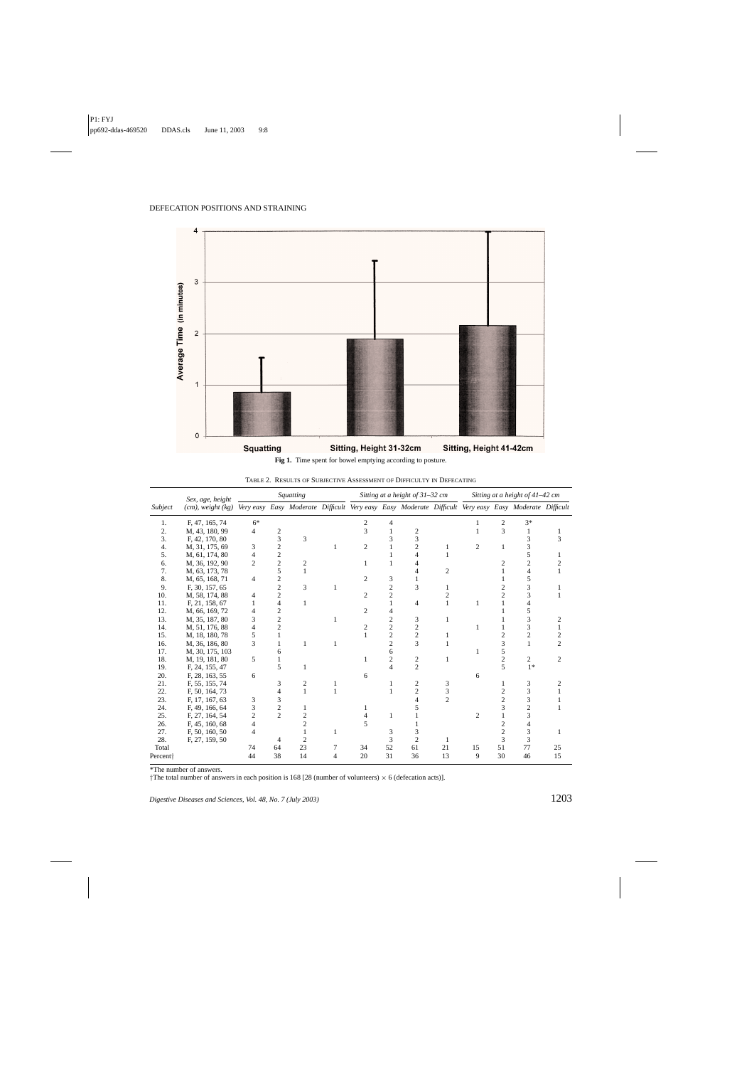**Fig 1.** Time spent for bowel emptying according to posture.

TABLE 2. RESULTS OF SUBJECTIVE ASSESSMENT OF DIFFICULTY IN DEFECATING

| Subject | Sex, age, height (cm), weight (kg) | Squatting | | | | Sitting at a height of 31–32 cm | | | | Sitting at a height of 41–42 cm | | | |
|---|---|---|---|---|---|---|---|---|---|---|---|---|---|
| | | Very easy | Easy | Moderate | Difficult | Very easy | Easy | Moderate | Difficult | Very easy | Easy | Moderate | Difficult |
| 1. | F, 47, 165, 74 | 6* | | | | 2 | 4 | | | 1 | 2 | 3* | |
| 2. | M, 43, 180, 99 | 4 | 2 | | | 3 | 1 | 2 | | 1 | 3 | 1 | 1 |
| 3. | F, 42, 170, 80 | | 3 | 3 | | | 3 | 3 | | | | 3 | 3 |
| 4. | M, 31, 175, 69 | 3 | 2 | | 1 | 2 | 1 | 2 | 1 | 2 | 1 | 3 | |
| 5. | M, 61, 174, 80 | 4 | 2 | | | | 1 | 4 | 1 | | | 5 | 1 |
| 6. | M, 36, 192, 90 | 2 | 2 | 2 | | 1 | 1 | 4 | | | 2 | 2 | 2 |
| 7. | M, 63, 173, 78 | | 5 | 1 | | | | 4 | 2 | | 1 | 4 | 1 |
| 8. | M, 65, 168, 71 | 4 | 2 | | | 2 | 3 | 1 | | | 1 | 5 | |
| 9. | F, 30, 157, 65 | | 2 | 3 | 1 | | 2 | 3 | 1 | | 2 | 3 | 1 |
| 10. | M, 58, 174, 88 | 4 | 2 | | | 2 | 2 | | 2 | | 2 | 3 | 1 |
| 11. | F, 21, 158, 67 | 1 | 4 | 1 | | | 1 | 4 | 1 | 1 | 1 | 4 | |
| 12. | M, 66, 169, 72 | 4 | 2 | | | 2 | 4 | | | | 1 | 5 | |
| 13. | M, 35, 187, 80 | 3 | 2 | | 1 | | 2 | 3 | 1 | | 1 | 3 | 2 |
| 14. | M, 51, 176, 88 | 4 | 2 | | | 2 | 2 | 2 | | 1 | 1 | 3 | 1 |
| 15. | M, 18, 180, 78 | 5 | 1 | | | 1 | 2 | 2 | 1 | | 2 | 2 | 2 |
| 16. | M, 36, 186, 80 | 3 | 1 | 1 | 1 | | 2 | 3 | 1 | | 3 | 1 | 2 |
| 17. | M, 30, 175, 103 | | 6 | | | | 6 | | | 1 | 5 | | |
| 18. | M, 19, 181, 80 | 5 | 1 | | | 1 | 2 | 2 | 1 | | 2 | 2 | 2 |
| 19. | F, 24, 155, 47 | | 5 | 1 | | | 4 | 2 | | | 5 | 1* | |
| 20. | F, 28, 163, 55 | 6 | | | | 6 | | | | 6 | | | |
| 21. | F, 55, 155, 74 | | 3 | 2 | 1 | | 1 | 2 | 3 | | 1 | 3 | 2 |
| 22. | F, 50, 164, 73 | | 4 | 1 | 1 | | 1 | 2 | 3 | | 2 | 3 | 1 |
| 23. | F, 17, 167, 63 | 3 | 3 | | | | | 4 | 2 | | 2 | 3 | 1 |
| 24. | F, 49, 166, 64 | 3 | 2 | 1 | | 1 | | 5 | | | 3 | 2 | 1 |
| 25. | F, 27, 164, 54 | 2 | 2 | 2 | | 4 | 1 | 1 | | 2 | 1 | 3 | |
| 26. | F, 45, 160, 68 | 4 | | 2 | | 5 | | 1 | | | 2 | 4 | |
| 27. | F, 50, 160, 50 | 4 | | 1 | 1 | | 3 | 3 | | | 2 | 3 | 1 |
| 28. | F, 27, 159, 50 | | 4 | 2 | | | 3 | 2 | 1 | | 3 | 3 | |
| Total | | 74 | 64 | 23 | 7 | 34 | 52 | 61 | 21 | 15 | 51 | 77 | 25 |
| Percent† | | 44 | 38 | 14 | 4 | 20 | 31 | 36 | 13 | 9 | 30 | 46 | 15 |

*The number of answers.
†The total number of answers in each position is 168 [28 (number of volunteers) × 6 (defecation acts)].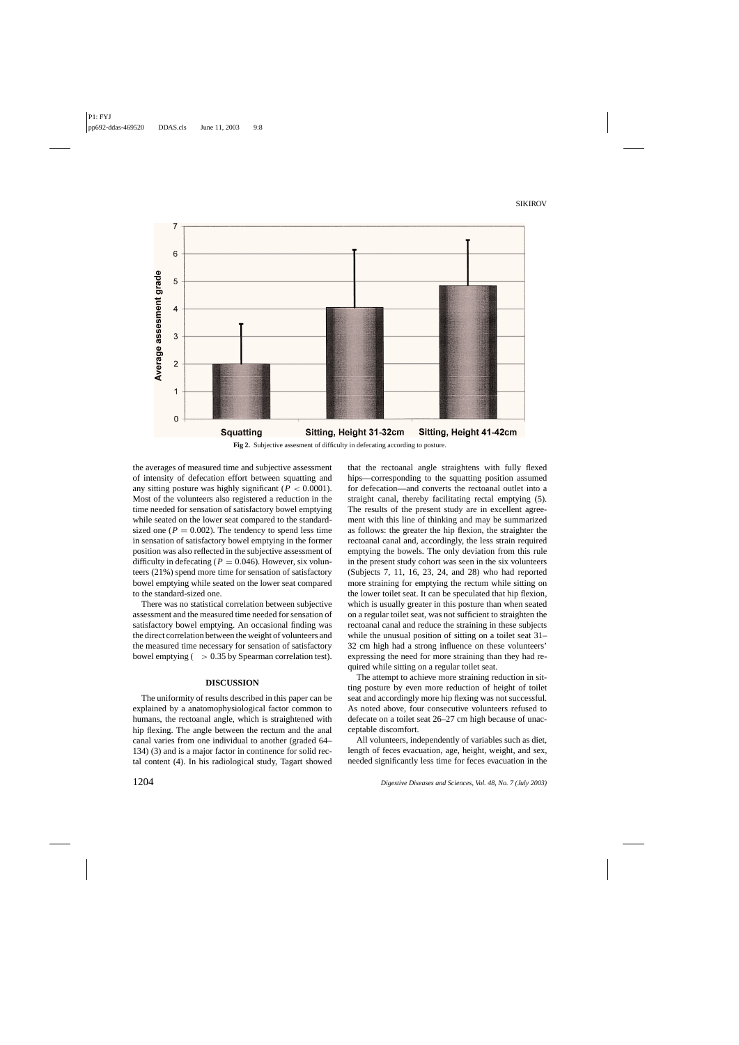**Fig 2.** Subjective assesment of difficulty in defecating according to posture.

the averages of measured time and subjective assessment of intensity of defecation effort between squatting and any sitting posture was highly significant ($P < 0.0001$). Most of the volunteers also registered a reduction in the time needed for sensation of satisfactory bowel emptying while seated on the lower seat compared to the standard-sized one ($P = 0.002$). The tendency to spend less time in sensation of satisfactory bowel emptying in the former position was also reflected in the subjective assessment of difficulty in defecating ($P = 0.046$). However, six volunteers (21%) spend more time for sensation of satisfactory bowel emptying while seated on the lower seat compared to the standard-sized one.

There was no statistical correlation between subjective assessment and the measured time needed for sensation of satisfactory bowel emptying. An occasional finding was the direct correlation between the weight of volunteers and the measured time necessary for sensation of satisfactory bowel emptying ( $> 0.35$ by Spearman correlation test).

## DISCUSSION

The uniformity of results described in this paper can be explained by a anatomophysiological factor common to humans, the rectoanal angle, which is straightened with hip flexing. The angle between the rectum and the anal canal varies from one individual to another (graded 64–134) (3) and is a major factor in continence for solid rectal content (4). In his radiological study, Tagart showed that the rectoanal angle straightens with fully flexed hips—corresponding to the squatting position assumed for defecation—and converts the rectoanal outlet into a straight canal, thereby facilitating rectal emptying (5). The results of the present study are in excellent agreement with this line of thinking and may be summarized as follows: the greater the hip flexion, the straighter the rectoanal canal and, accordingly, the less strain required emptying the bowels. The only deviation from this rule in the present study cohort was seen in the six volunteers (Subjects 7, 11, 16, 23, 24, and 28) who had reported more straining for emptying the rectum while sitting on the lower toilet seat. It can be speculated that hip flexion, which is usually greater in this posture than when seated on a regular toilet seat, was not sufficient to straighten the rectoanal canal and reduce the straining in these subjects while the unusual position of sitting on a toilet seat 31–32 cm high had a strong influence on these volunteers' expressing the need for more straining than they had required while sitting on a regular toilet seat.

The attempt to achieve more straining reduction in sitting posture by even more reduction of height of toilet seat and accordingly more hip flexing was not successful. As noted above, four consecutive volunteers refused to defecate on a toilet seat 26–27 cm high because of unacceptable discomfort.

All volunteers, independently of variables such as diet, length of feces evacuation, age, height, weight, and sex, needed significantly less time for feces evacuation in the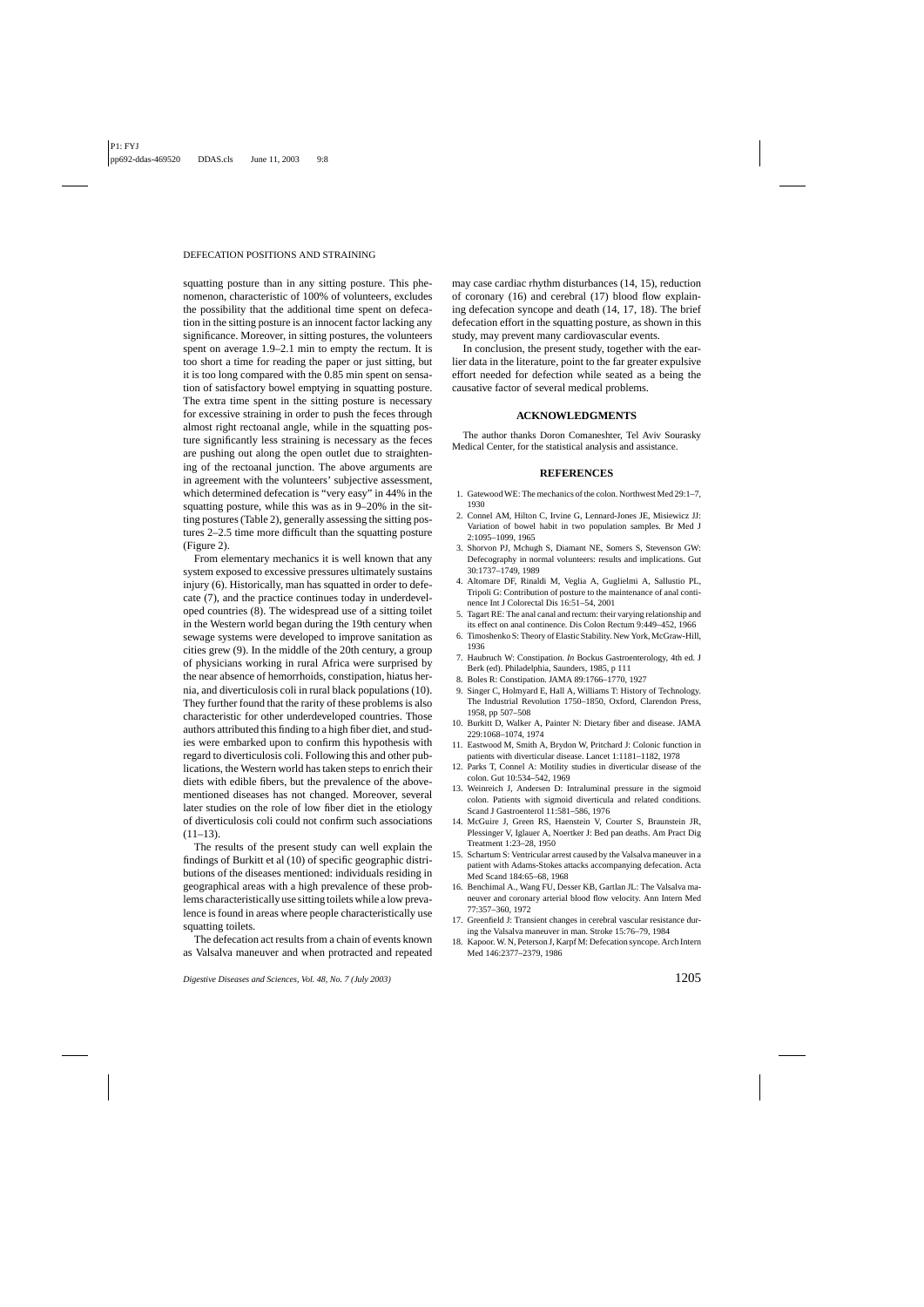squatting posture than in any sitting posture. This phenomenon, characteristic of 100% of volunteers, excludes the possibility that the additional time spent on defecation in the sitting posture is an innocent factor lacking any significance. Moreover, in sitting postures, the volunteers spent on average 1.9–2.1 min to empty the rectum. It is too short a time for reading the paper or just sitting, but it is too long compared with the 0.85 min spent on sensation of satisfactory bowel emptying in squatting posture. The extra time spent in the sitting posture is necessary for excessive straining in order to push the feces through almost right rectoanal angle, while in the squatting posture significantly less straining is necessary as the feces are pushing out along the open outlet due to straightening of the rectoanal junction. The above arguments are in agreement with the volunteers' subjective assessment, which determined defecation is "very easy" in 44% in the squatting posture, while this was as in 9–20% in the sitting postures (Table 2), generally assessing the sitting postures 2–2.5 time more difficult than the squatting posture (Figure 2).

From elementary mechanics it is well known that any system exposed to excessive pressures ultimately sustains injury (6). Historically, man has squatted in order to defecate (7), and the practice continues today in underdeveloped countries (8). The widespread use of a sitting toilet in the Western world began during the 19th century when sewage systems were developed to improve sanitation as cities grew (9). In the middle of the 20th century, a group of physicians working in rural Africa were surprised by the near absence of hemorrhoids, constipation, hiatus hernia, and diverticulosis coli in rural black populations (10). They further found that the rarity of these problems is also characteristic for other underdeveloped countries. Those authors attributed this finding to a high fiber diet, and studies were embarked upon to confirm this hypothesis with regard to diverticulosis coli. Following this and other publications, the Western world has taken steps to enrich their diets with edible fibers, but the prevalence of the above-mentioned diseases has not changed. Moreover, several later studies on the role of low fiber diet in the etiology of diverticulosis coli could not confirm such associations (11–13).

The results of the present study can well explain the findings of Burkitt et al (10) of specific geographic distributions of the diseases mentioned: individuals residing in geographical areas with a high prevalence of these problems characteristically use sitting toilets while a low prevalence is found in areas where people characteristically use squatting toilets.

The defecation act results from a chain of events known as Valsalva maneuver and when protracted and repeated may case cardiac rhythm disturbances (14, 15), reduction of coronary (16) and cerebral (17) blood flow explaining defecation syncope and death (14, 17, 18). The brief defecation effort in the squatting posture, as shown in this study, may prevent many cardiovascular events.

In conclusion, the present study, together with the earlier data in the literature, point to the far greater expulsive effort needed for defection while seated as a being the causative factor of several medical problems.

## ACKNOWLEDGMENTS

The author thanks Doron Comaneshter, Tel Aviv Sourasky Medical Center, for the statistical analysis and assistance.

## REFERENCES

1. Gatewood WE: The mechanics of the colon. Northwest Med 29:1–7, 1930
2. Connel AM, Hilton C, Irvine G, Lennard-Jones JE, Misiewicz JJ: Variation of bowel habit in two population samples. Br Med J 2:1095–1099, 1965
3. Shorvon PJ, Mchugh S, Diamant NE, Somers S, Stevenson GW: Defecography in normal volunteers: results and implications. Gut 30:1737–1749, 1989
4. Altomare DF, Rinaldi M, Veglia A, Guglielmi A, Sallustio PL, Tripoli G: Contribution of posture to the maintenance of anal continence Int J Colorectal Dis 16:51–54, 2001
5. Tagart RE: The anal canal and rectum: their varying relationship and its effect on anal continence. Dis Colon Rectum 9:449–452, 1966
6. Timoshenko S: Theory of Elastic Stability. New York, McGraw-Hill, 1936
7. Haubruch W: Constipation. *In* Bockus Gastroenterology, 4th ed. J Berk (ed). Philadelphia, Saunders, 1985, p 111
8. Boles R: Constipation. JAMA 89:1766–1770, 1927
9. Singer C, Holmyard E, Hall A, Williams T: History of Technology. The Industrial Revolution 1750–1850, Oxford, Clarendon Press, 1958, pp 507–508
10. Burkitt D, Walker A, Painter N: Dietary fiber and disease. JAMA 229:1068–1074, 1974
11. Eastwood M, Smith A, Brydon W, Pritchard J: Colonic function in patients with diverticular disease. Lancet 1:1181–1182, 1978
12. Parks T, Connel A: Motility studies in diverticular disease of the colon. Gut 10:534–542, 1969
13. Weinreich J, Andersen D: Intraluminal pressure in the sigmoid colon. Patients with sigmoid diverticula and related conditions. Scand J Gastroenterol 11:581–586, 1976
14. McGuire J, Green RS, Haenstein V, Courter S, Braunstein JR, Plessinger V, Iglauer A, Noertker J: Bed pan deaths. Am Pract Dig Treatment 1:23–28, 1950
15. Schartum S: Ventricular arrest caused by the Valsalva maneuver in a patient with Adams-Stokes attacks accompanying defecation. Acta Med Scand 184:65–68, 1968
16. Benchimal A., Wang FU, Desser KB, Gartlan JL: The Valsalva maneuver and coronary arterial blood flow velocity. Ann Intern Med 77:357–360, 1972
17. Greenfield J: Transient changes in cerebral vascular resistance during the Valsalva maneuver in man. Stroke 15:76–79, 1984
18. Kapoor. W. N, Peterson J, Karpf M: Defecation syncope. Arch Intern Med 146:2377–2379, 1986